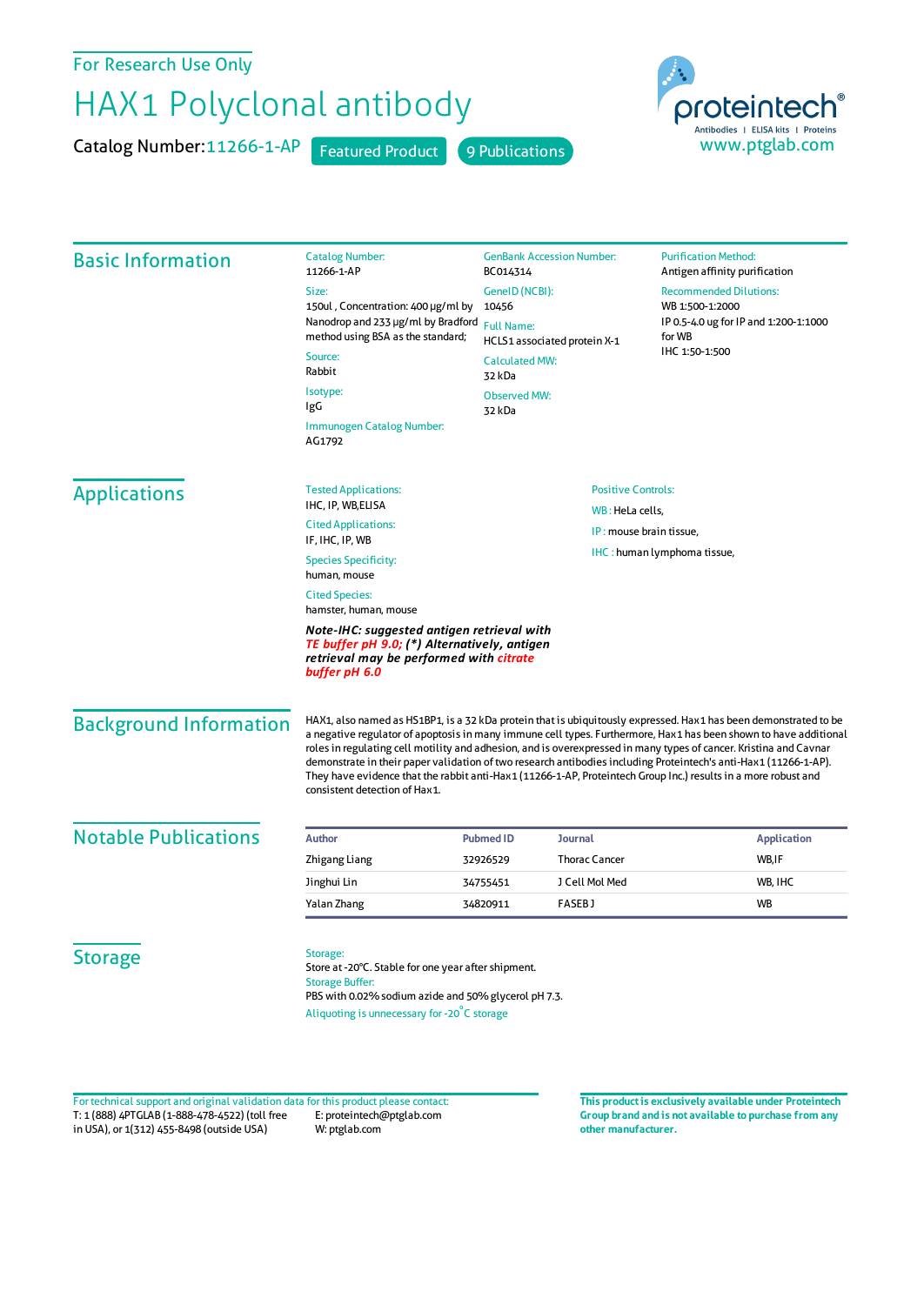For Research Use Only

# HAX1 Polyclonal antibody

Catalog Number: 11266-1-AP    Featured Product    9 Publications

proteintech®
Antibodies | ELISA kits | Proteins
www.ptglab.com

## Basic Information

**Catalog Number:**
11266-1-AP

**Size:**
150ul , Concentration: 400 μg/ml by Nanodrop and 233 μg/ml by Bradford method using BSA as the standard;

**Source:**
Rabbit

**Isotype:**
IgG

**Immunogen Catalog Number:**
AG1792

**GenBank Accession Number:**
BC014314

**GeneID (NCBI):**
10456

**Full Name:**
HCLS1 associated protein X-1

**Calculated MW:**
32 kDa

**Observed MW:**
32 kDa

**Purification Method:**
Antigen affinity purification

**Recommended Dilutions:**
WB 1:500-1:2000
IP 0.5-4.0 ug for IP and 1:200-1:1000 for WB
IHC 1:50-1:500

## Applications

**Tested Applications:**
IHC, IP, WB,ELISA

**Cited Applications:**
IF, IHC, IP, WB

**Species Specificity:**
human, mouse

**Cited Species:**
hamster, human, mouse

***Note-IHC: suggested antigen retrieval with TE buffer pH 9.0; (*) Alternatively, antigen retrieval may be performed with citrate buffer pH 6.0***

**Positive Controls:**

WB : HeLa cells,

IP : mouse brain tissue,

IHC : human lymphoma tissue,

## Background Information

HAX1, also named as HS1BP1, is a 32 kDa protein that is ubiquitously expressed. Hax1 has been demonstrated to be a negative regulator of apoptosis in many immune cell types. Furthermore, Hax1 has been shown to have additional roles in regulating cell motility and adhesion, and is overexpressed in many types of cancer. Kristina and Cavnar demonstrate in their paper validation of two research antibodies including Proteintech's anti-Hax1 (11266-1-AP). They have evidence that the rabbit anti-Hax1 (11266-1-AP, Proteintech Group Inc.) results in a more robust and consistent detection of Hax1.

## Notable Publications

| Author | Pubmed ID | Journal | Application |
|---|---|---|---|
| Zhigang Liang | 32926529 | Thorac Cancer | WB,IF |
| Jinghui Lin | 34755451 | J Cell Mol Med | WB, IHC |
| Yalan Zhang | 34820911 | FASEB J | WB |

## Storage

**Storage:**
Store at -20°C. Stable for one year after shipment.

**Storage Buffer:**
PBS with 0.02% sodium azide and 50% glycerol pH 7.3.

Aliquoting is unnecessary for -20°C storage

For technical support and original validation data for this product please contact:
T: 1 (888) 4PTGLAB (1-888-478-4522) (toll free in USA), or 1(312) 455-8498 (outside USA)
E: proteintech@ptglab.com
W: ptglab.com

**This product is exclusively available under Proteintech Group brand and is not available to purchase from any other manufacturer.**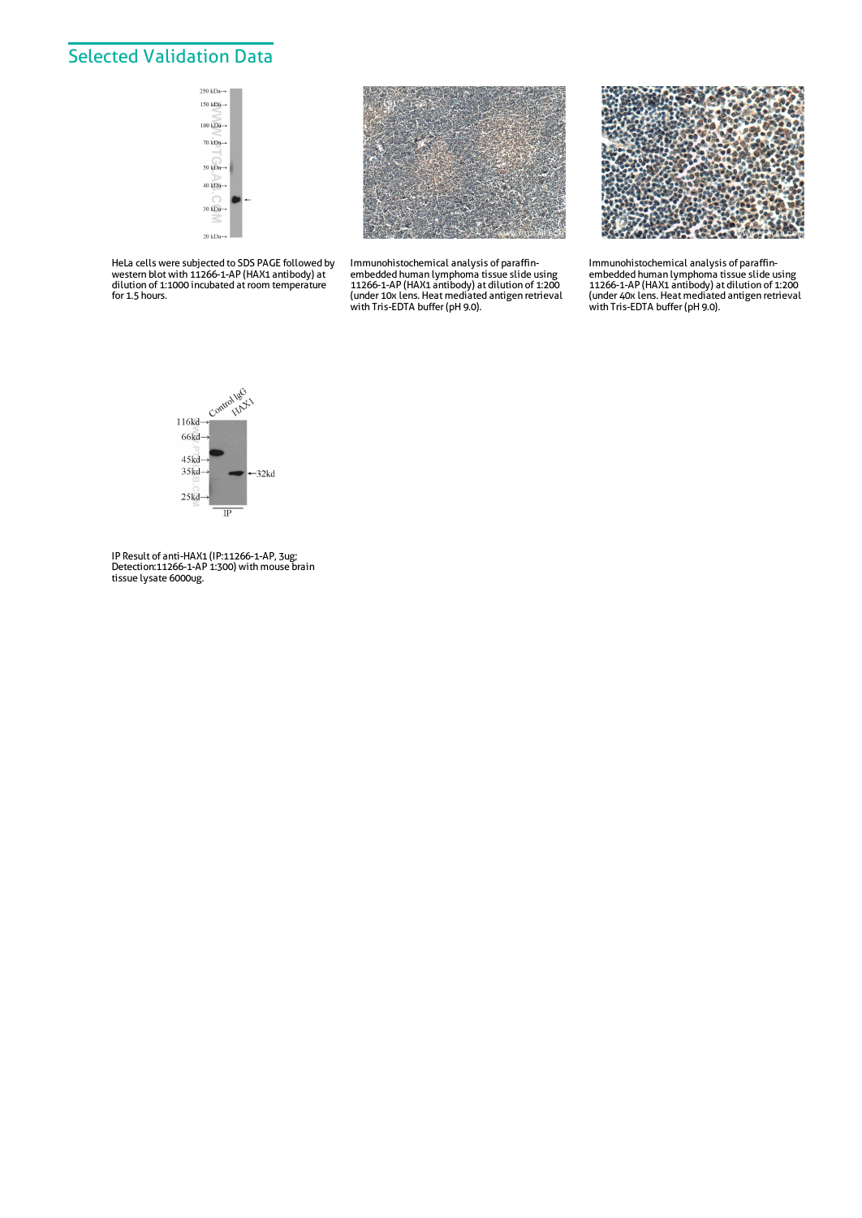## Selected Validation Data

250 kDa→
150 kDa→
100 kDa→
70 kDa→
50 kDa→
40 kDa→
30 kDa→
20 kDa→

HeLa cells were subjected to SDS PAGE followed by western blot with 11266-1-AP (HAX1 antibody) at dilution of 1:1000 incubated at room temperature for 1.5 hours.

Immunohistochemical analysis of paraffin-embedded human lymphoma tissue slide using 11266-1-AP (HAX1 antibody) at dilution of 1:200 (under 10x lens. Heat mediated antigen retrieval with Tris-EDTA buffer (pH 9.0).

Immunohistochemical analysis of paraffin-embedded human lymphoma tissue slide using 11266-1-AP (HAX1 antibody) at dilution of 1:200 (under 40x lens. Heat mediated antigen retrieval with Tris-EDTA buffer (pH 9.0).

Control IgG
HAX1
116kd→
66kd→
45kd→
35kd→
25kd→
←32kd
IP

IP Result of anti-HAX1 (IP:11266-1-AP, 3ug; Detection:11266-1-AP 1:300) with mouse brain tissue lysate 6000ug.